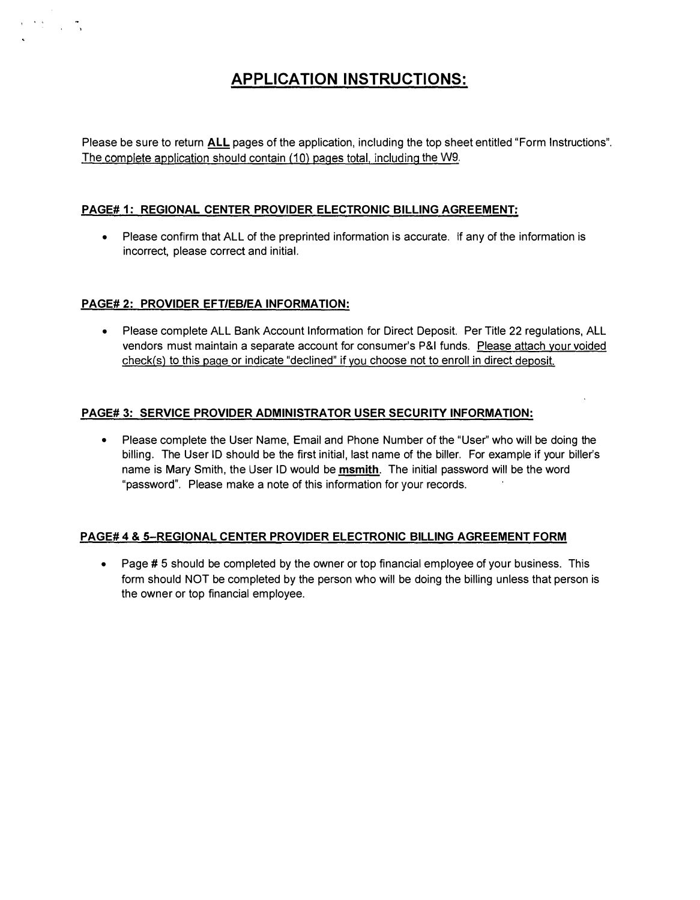# APPLICATION INSTRUCTIONS:

Please be sure to return **ALL** pages of the application, including the top sheet entitled "Form Instructions". The complete application should contain (10) pages total, including the W9.

### PAGE# 1: REGIONAL CENTER PROVIDER ELECTRONIC BILLING AGREEMENT:

- Please confirm that ALL of the preprinted information is accurate. If any of the information is incorrect, please correct and initial.

### PAGE# 2: PROVIDER EFT/EB/EA INFORMATION:

- Please complete ALL Bank Account Information for Direct Deposit. Per Title 22 regulations, ALL vendors must maintain a separate account for consumer's P&I funds. Please attach your voided check(s) to this page or indicate "declined" if you choose not to enroll in direct deposit.

### PAGE# 3: SERVICE PROVIDER ADMINISTRATOR USER SECURITY INFORMATION:

- Please complete the User Name, Email and Phone Number of the "User" who will be doing the billing. The User ID should be the first initial, last name of the biller. For example if your biller's name is Mary Smith, the User ID would be **msmith**. The initial password will be the word "password". Please make a note of this information for your records.

### PAGE# 4 & 5–REGIONAL CENTER PROVIDER ELECTRONIC BILLING AGREEMENT FORM

- Page # 5 should be completed by the owner or top financial employee of your business. This form should NOT be completed by the person who will be doing the billing unless that person is the owner or top financial employee.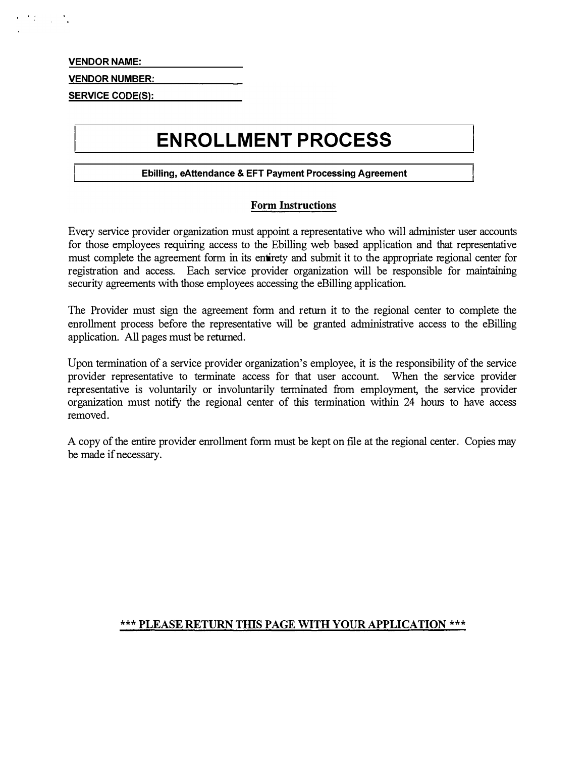**VENDOR NAME:** \_\_\_\_\_\_\_\_\_\_\_\_\_\_\_\_\_\_\_\_

**VENDOR NUMBER:** \_\_\_\_\_\_\_\_\_\_\_\_\_\_\_\_\_\_\_\_

**SERVICE CODE(S):** \_\_\_\_\_\_\_\_\_\_\_\_\_\_\_\_\_\_\_\_

# ENROLLMENT PROCESS

**Ebilling, eAttendance & EFT Payment Processing Agreement**

## Form Instructions

Every service provider organization must appoint a representative who will administer user accounts for those employees requiring access to the Ebilling web based application and that representative must complete the agreement form in its entirety and submit it to the appropriate regional center for registration and access. Each service provider organization will be responsible for maintaining security agreements with those employees accessing the eBilling application.

The Provider must sign the agreement form and return it to the regional center to complete the enrollment process before the representative will be granted administrative access to the eBilling application. All pages must be returned.

Upon termination of a service provider organization's employee, it is the responsibility of the service provider representative to terminate access for that user account. When the service provider representative is voluntarily or involuntarily terminated from employment, the service provider organization must notify the regional center of this termination within 24 hours to have access removed.

A copy of the entire provider enrollment form must be kept on file at the regional center. Copies may be made if necessary.

**\*\*\* PLEASE RETURN THIS PAGE WITH YOUR APPLICATION \*\*\***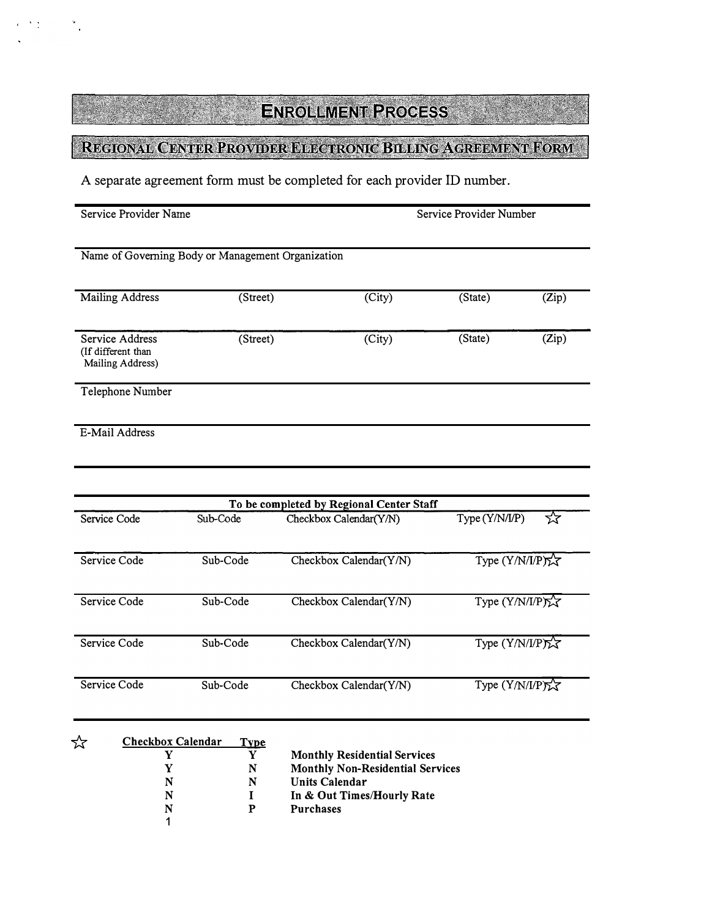# ENROLLMENT PROCESS

## REGIONAL CENTER PROVIDER ELECTRONIC BILLING AGREEMENT FORM

A separate agreement form must be completed for each provider ID number.

Service Provider Name | Service Provider Number

Name of Governing Body or Management Organization

Mailing Address (Street) (City) (State) (Zip)

Service Address (If different than Mailing Address) (Street) (City) (State) (Zip)

Telephone Number

E-Mail Address

**To be completed by Regional Center Staff**

| Service Code | Sub-Code | Checkbox Calendar(Y/N) | Type (Y/N/I/P) ☆ |
|---|---|---|---|
| Service Code | Sub-Code | Checkbox Calendar(Y/N) | Type (Y/N/I/P) ☆ |
| Service Code | Sub-Code | Checkbox Calendar(Y/N) | Type (Y/N/I/P) ☆ |
| Service Code | Sub-Code | Checkbox Calendar(Y/N) | Type (Y/N/I/P) ☆ |
| Service Code | Sub-Code | Checkbox Calendar(Y/N) | Type (Y/N/I/P) ☆ |

☆

| Checkbox Calendar | Type | |
|---|---|---|
| Y | Y | **Monthly Residential Services** |
| Y | N | **Monthly Non-Residential Services** |
| N | N | **Units Calendar** |
| N | I | **In & Out Times/Hourly Rate** |
| N | P | **Purchases** |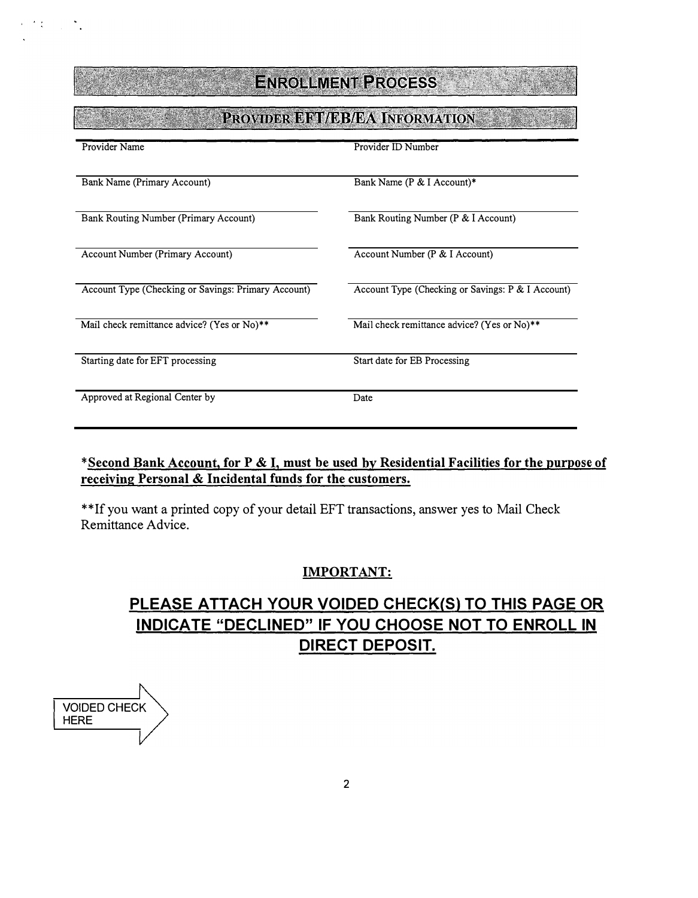# ENROLLMENT PROCESS

## PROVIDER EFT/EB/EA INFORMATION

| | |
|---|---|
| Provider Name | Provider ID Number |
| Bank Name (Primary Account) | Bank Name (P & I Account)* |
| Bank Routing Number (Primary Account) | Bank Routing Number (P & I Account) |
| Account Number (Primary Account) | Account Number (P & I Account) |
| Account Type (Checking or Savings: Primary Account) | Account Type (Checking or Savings: P & I Account) |
| Mail check remittance advice? (Yes or No)** | Mail check remittance advice? (Yes or No)** |
| Starting date for EFT processing | Start date for EB Processing |
| Approved at Regional Center by | Date |

***Second Bank Account, for P & I, must be used by Residential Facilities for the purpose of receiving Personal & Incidental funds for the customers.**

**If you want a printed copy of your detail EFT transactions, answer yes to Mail Check Remittance Advice.

**IMPORTANT:**

**PLEASE ATTACH YOUR VOIDED CHECK(S) TO THIS PAGE OR INDICATE "DECLINED" IF YOU CHOOSE NOT TO ENROLL IN DIRECT DEPOSIT.**

VOIDED CHECK HERE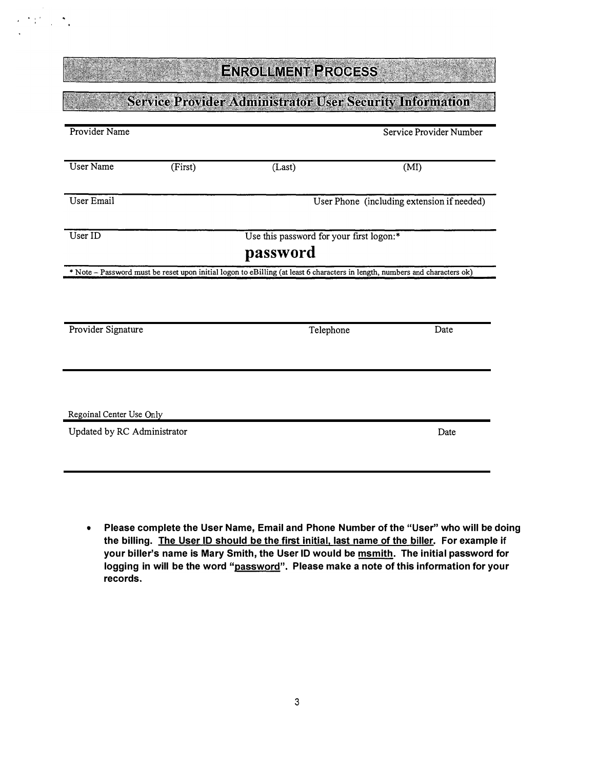# ENROLLMENT PROCESS

## Service Provider Administrator User Security Information

Provider Name | Service Provider Number

User Name (First) (Last) (MI)

User Email | User Phone (including extension if needed)

User ID | Use this password for your first logon:*

**password**

* Note – Password must be reset upon initial logon to eBilling (at least 6 characters in length, numbers and characters ok)

Provider Signature | Telephone | Date

Regoinal Center Use Only

Updated by RC Administrator | Date

- **Please complete the User Name, Email and Phone Number of the "User" who will be doing the billing. <u>The User ID should be the first initial, last name of the biller</u>. For example if your biller's name is Mary Smith, the User ID would be <u>msmith</u>. The initial password for logging in will be the word "<u>password</u>". Please make a note of this information for your records.**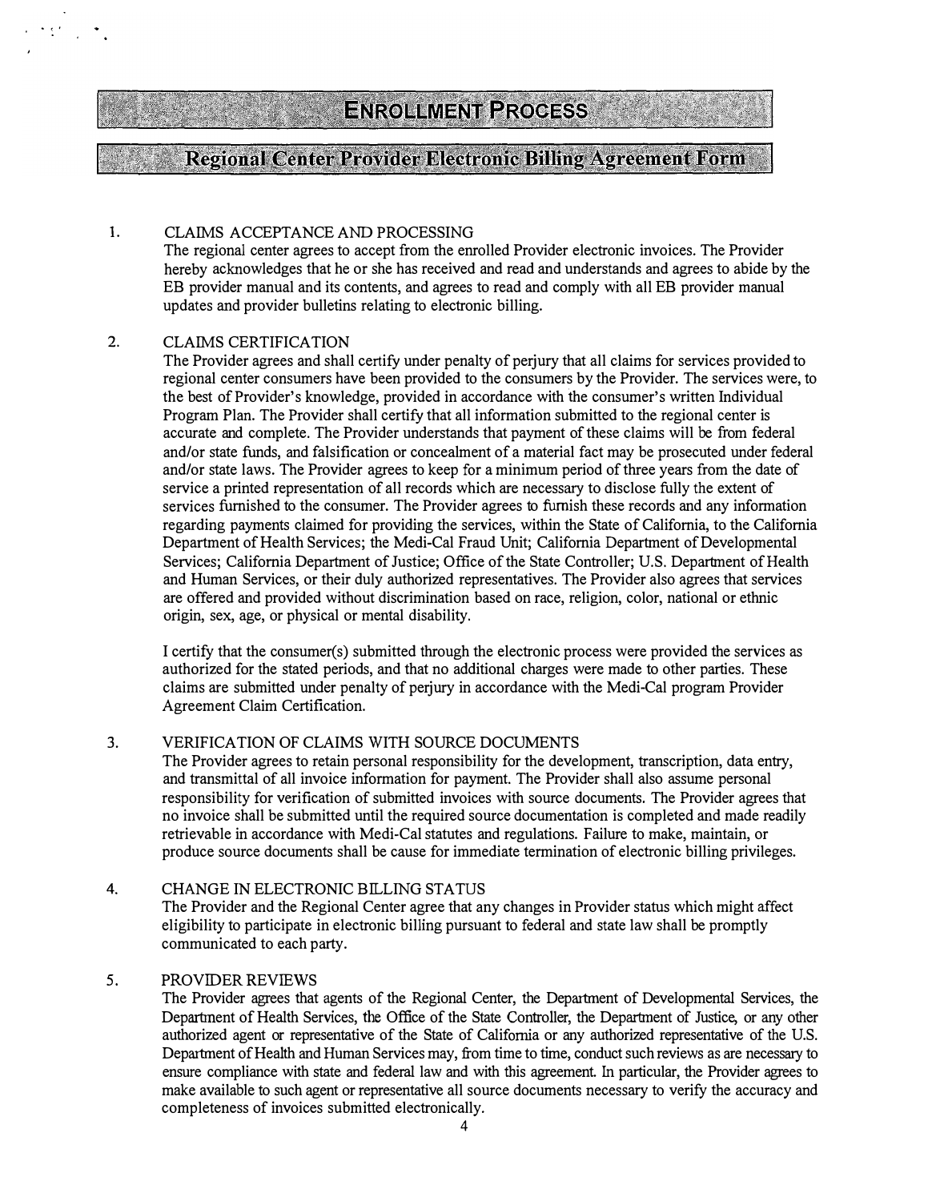# ENROLLMENT PROCESS

## Regional Center Provider Electronic Billing Agreement Form

1. CLAIMS ACCEPTANCE AND PROCESSING

   The regional center agrees to accept from the enrolled Provider electronic invoices. The Provider hereby acknowledges that he or she has received and read and understands and agrees to abide by the EB provider manual and its contents, and agrees to read and comply with all EB provider manual updates and provider bulletins relating to electronic billing.

2. CLAIMS CERTIFICATION

   The Provider agrees and shall certify under penalty of perjury that all claims for services provided to regional center consumers have been provided to the consumers by the Provider. The services were, to the best of Provider's knowledge, provided in accordance with the consumer's written Individual Program Plan. The Provider shall certify that all information submitted to the regional center is accurate and complete. The Provider understands that payment of these claims will be from federal and/or state funds, and falsification or concealment of a material fact may be prosecuted under federal and/or state laws. The Provider agrees to keep for a minimum period of three years from the date of service a printed representation of all records which are necessary to disclose fully the extent of services furnished to the consumer. The Provider agrees to furnish these records and any information regarding payments claimed for providing the services, within the State of California, to the California Department of Health Services; the Medi-Cal Fraud Unit; California Department of Developmental Services; California Department of Justice; Office of the State Controller; U.S. Department of Health and Human Services, or their duly authorized representatives. The Provider also agrees that services are offered and provided without discrimination based on race, religion, color, national or ethnic origin, sex, age, or physical or mental disability.

   I certify that the consumer(s) submitted through the electronic process were provided the services as authorized for the stated periods, and that no additional charges were made to other parties. These claims are submitted under penalty of perjury in accordance with the Medi-Cal program Provider Agreement Claim Certification.

3. VERIFICATION OF CLAIMS WITH SOURCE DOCUMENTS

   The Provider agrees to retain personal responsibility for the development, transcription, data entry, and transmittal of all invoice information for payment. The Provider shall also assume personal responsibility for verification of submitted invoices with source documents. The Provider agrees that no invoice shall be submitted until the required source documentation is completed and made readily retrievable in accordance with Medi-Cal statutes and regulations. Failure to make, maintain, or produce source documents shall be cause for immediate termination of electronic billing privileges.

4. CHANGE IN ELECTRONIC BILLING STATUS

   The Provider and the Regional Center agree that any changes in Provider status which might affect eligibility to participate in electronic billing pursuant to federal and state law shall be promptly communicated to each party.

5. PROVIDER REVIEWS

   The Provider agrees that agents of the Regional Center, the Department of Developmental Services, the Department of Health Services, the Office of the State Controller, the Department of Justice, or any other authorized agent or representative of the State of California or any authorized representative of the U.S. Department of Health and Human Services may, from time to time, conduct such reviews as are necessary to ensure compliance with state and federal law and with this agreement. In particular, the Provider agrees to make available to such agent or representative all source documents necessary to verify the accuracy and completeness of invoices submitted electronically.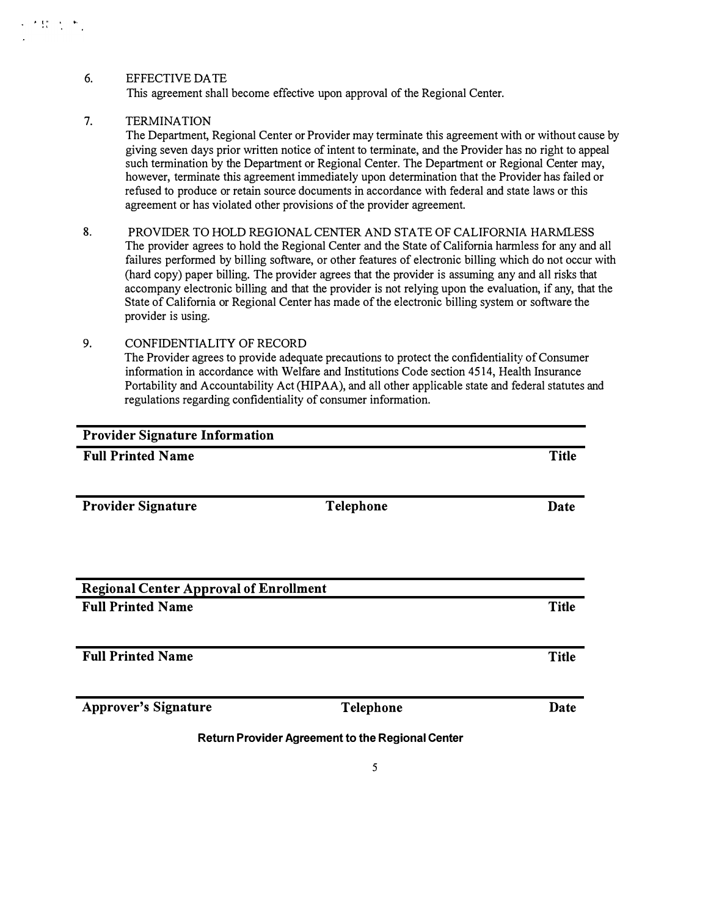6. EFFECTIVE DATE
   This agreement shall become effective upon approval of the Regional Center.

7. TERMINATION
   The Department, Regional Center or Provider may terminate this agreement with or without cause by giving seven days prior written notice of intent to terminate, and the Provider has no right to appeal such termination by the Department or Regional Center. The Department or Regional Center may, however, terminate this agreement immediately upon determination that the Provider has failed or refused to produce or retain source documents in accordance with federal and state laws or this agreement or has violated other provisions of the provider agreement.

8. PROVIDER TO HOLD REGIONAL CENTER AND STATE OF CALIFORNIA HARMLESS
   The provider agrees to hold the Regional Center and the State of California harmless for any and all failures performed by billing software, or other features of electronic billing which do not occur with (hard copy) paper billing. The provider agrees that the provider is assuming any and all risks that accompany electronic billing and that the provider is not relying upon the evaluation, if any, that the State of California or Regional Center has made of the electronic billing system or software the provider is using.

9. CONFIDENTIALITY OF RECORD
   The Provider agrees to provide adequate precautions to protect the confidentiality of Consumer information in accordance with Welfare and Institutions Code section 4514, Health Insurance Portability and Accountability Act (HIPAA), and all other applicable state and federal statutes and regulations regarding confidentiality of consumer information.

**Provider Signature Information**

| **Full Printed Name** | | **Title** |
|---|---|---|
| | | |
| **Provider Signature** | **Telephone** | **Date** |
| | | |

**Regional Center Approval of Enrollment**

| **Full Printed Name** | | **Title** |
|---|---|---|
| | | |
| **Full Printed Name** | | **Title** |
| | | |
| **Approver's Signature** | **Telephone** | **Date** |

**Return Provider Agreement to the Regional Center**